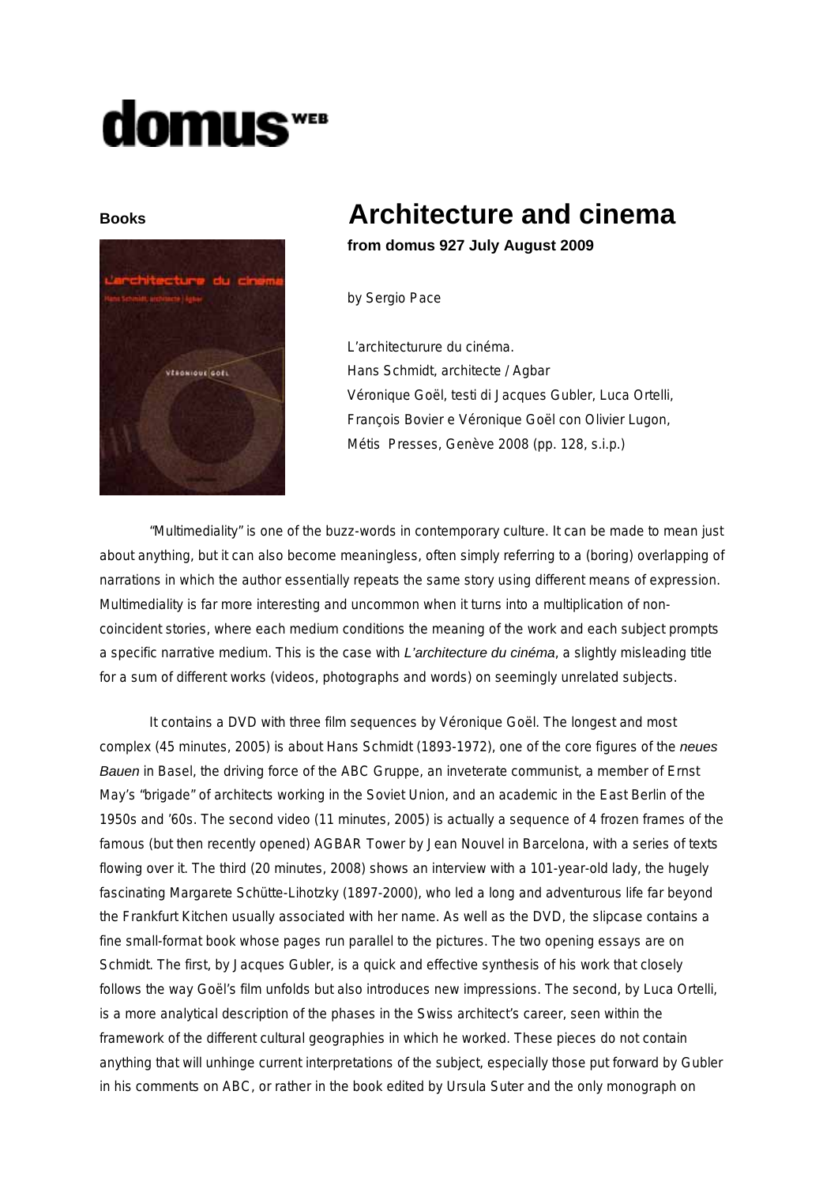# domus WEB

**Books**

# Architecture and cinema

**from domus 927 July August 2009**

by Sergio Pace

L'architecturure du cinéma.
Hans Schmidt, architecte / Agbar
Véronique Goël, testi di Jacques Gubler, Luca Ortelli, François Bovier e Véronique Goël con Olivier Lugon, Métis Presses, Genève 2008 (pp. 128, s.i.p.)

"Multimediality" is one of the buzz-words in contemporary culture. It can be made to mean just about anything, but it can also become meaningless, often simply referring to a (boring) overlapping of narrations in which the author essentially repeats the same story using different means of expression. Multimediality is far more interesting and uncommon when it turns into a multiplication of non-coincident stories, where each medium conditions the meaning of the work and each subject prompts a specific narrative medium. This is the case with *L'architecture du cinéma*, a slightly misleading title for a sum of different works (videos, photographs and words) on seemingly unrelated subjects.

It contains a DVD with three film sequences by Véronique Goël. The longest and most complex (45 minutes, 2005) is about Hans Schmidt (1893-1972), one of the core figures of the *neues Bauen* in Basel, the driving force of the ABC Gruppe, an inveterate communist, a member of Ernst May's "brigade" of architects working in the Soviet Union, and an academic in the East Berlin of the 1950s and '60s. The second video (11 minutes, 2005) is actually a sequence of 4 frozen frames of the famous (but then recently opened) AGBAR Tower by Jean Nouvel in Barcelona, with a series of texts flowing over it. The third (20 minutes, 2008) shows an interview with a 101-year-old lady, the hugely fascinating Margarete Schütte-Lihotzky (1897-2000), who led a long and adventurous life far beyond the Frankfurt Kitchen usually associated with her name. As well as the DVD, the slipcase contains a fine small-format book whose pages run parallel to the pictures. The two opening essays are on Schmidt. The first, by Jacques Gubler, is a quick and effective synthesis of his work that closely follows the way Goël's film unfolds but also introduces new impressions. The second, by Luca Ortelli, is a more analytical description of the phases in the Swiss architect's career, seen within the framework of the different cultural geographies in which he worked. These pieces do not contain anything that will unhinge current interpretations of the subject, especially those put forward by Gubler in his comments on ABC, or rather in the book edited by Ursula Suter and the only monograph on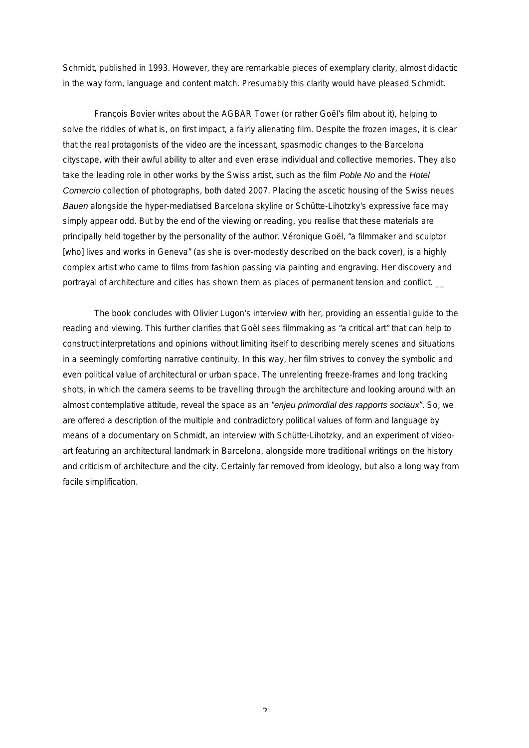Schmidt, published in 1993. However, they are remarkable pieces of exemplary clarity, almost didactic in the way form, language and content match. Presumably this clarity would have pleased Schmidt.

François Bovier writes about the AGBAR Tower (or rather Goël's film about it), helping to solve the riddles of what is, on first impact, a fairly alienating film. Despite the frozen images, it is clear that the real protagonists of the video are the incessant, spasmodic changes to the Barcelona cityscape, with their awful ability to alter and even erase individual and collective memories. They also take the leading role in other works by the Swiss artist, such as the film *Poble No* and the *Hotel Comercio* collection of photographs, both dated 2007. Placing the ascetic housing of the Swiss neues *Bauen* alongside the hyper-mediatised Barcelona skyline or Schütte-Lihotzky's expressive face may simply appear odd. But by the end of the viewing or reading, you realise that these materials are principally held together by the personality of the author. Véronique Goël, "a filmmaker and sculptor [who] lives and works in Geneva" (as she is over-modestly described on the back cover), is a highly complex artist who came to films from fashion passing via painting and engraving. Her discovery and portrayal of architecture and cities has shown them as places of permanent tension and conflict. __

The book concludes with Olivier Lugon's interview with her, providing an essential guide to the reading and viewing. This further clarifies that Goël sees filmmaking as "a critical art" that can help to construct interpretations and opinions without limiting itself to describing merely scenes and situations in a seemingly comforting narrative continuity. In this way, her film strives to convey the symbolic and even political value of architectural or urban space. The unrelenting freeze-frames and long tracking shots, in which the camera seems to be travelling through the architecture and looking around with an almost contemplative attitude, reveal the space as an "*enjeu primordial des rapports sociaux*". So, we are offered a description of the multiple and contradictory political values of form and language by means of a documentary on Schmidt, an interview with Schütte-Lihotzky, and an experiment of video-art featuring an architectural landmark in Barcelona, alongside more traditional writings on the history and criticism of architecture and the city. Certainly far removed from ideology, but also a long way from facile simplification.